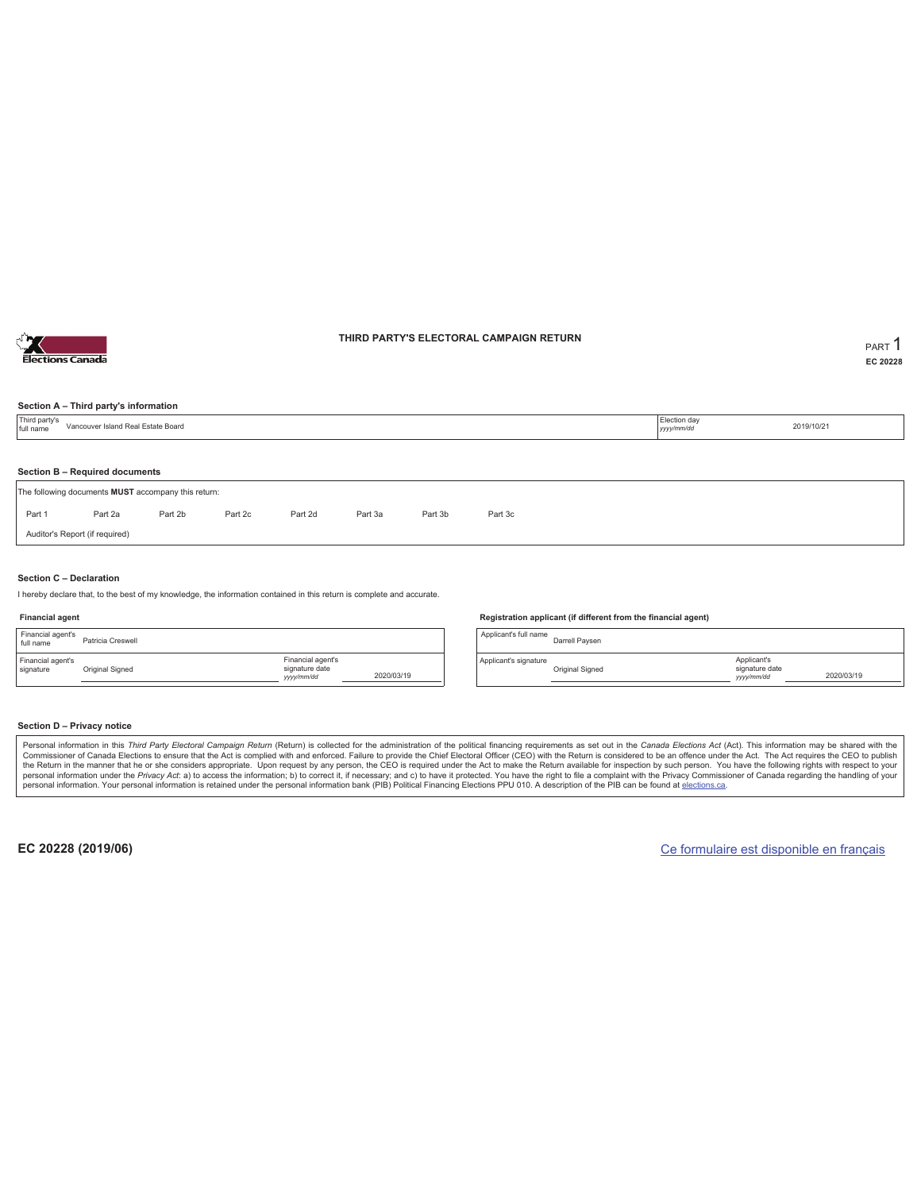# THIRD PARTY'S ELECTORAL CAMPAIGN RETURN

PART 1
EC 20228

### Section A – Third party's information

| Third party's full name | Vancouver Island Real Estate Board | Election day *yyyy/mm/dd* | 2019/10/21 |
|---|---|---|---|

### Section B – Required documents

The following documents **MUST** accompany this return:

| Part 1 | Part 2a | Part 2b | Part 2c | Part 2d | Part 3a | Part 3b | Part 3c |
|---|---|---|---|---|---|---|---|

Auditor's Report (if required)

### Section C – Declaration

I hereby declare that, to the best of my knowledge, the information contained in this return is complete and accurate.

**Financial agent**

| Financial agent's full name | Patricia Creswell | | |
|---|---|---|---|
| Financial agent's signature | Original Signed | Financial agent's signature date *yyyy/mm/dd* | 2020/03/19 |

**Registration applicant (if different from the financial agent)**

| Applicant's full name | Darrell Paysen | | |
|---|---|---|---|
| Applicant's signature | Original Signed | Applicant's signature date *yyyy/mm/dd* | 2020/03/19 |

### Section D – Privacy notice

Personal information in this *Third Party Electoral Campaign Return* (Return) is collected for the administration of the political financing requirements as set out in the *Canada Elections Act* (Act). This information may be shared with the Commissioner of Canada Elections to ensure that the Act is complied with and enforced. Failure to provide the Chief Electoral Officer (CEO) with the Return is considered to be an offence under the Act. The Act requires the CEO to publish the Return in the manner that he or she considers appropriate. Upon request by any person, the CEO is required under the Act to make the Return available for inspection by such person. You have the following rights with respect to your personal information under the *Privacy Act*: a) to access the information; b) to correct it, if necessary; and c) to have it protected. You have the right to file a complaint with the Privacy Commissioner of Canada regarding the handling of your personal information. Your personal information is retained under the personal information bank (PIB) Political Financing Elections PPU 010. A description of the PIB can be found at elections.ca.

**EC 20228 (2019/06)**

Ce formulaire est disponible en français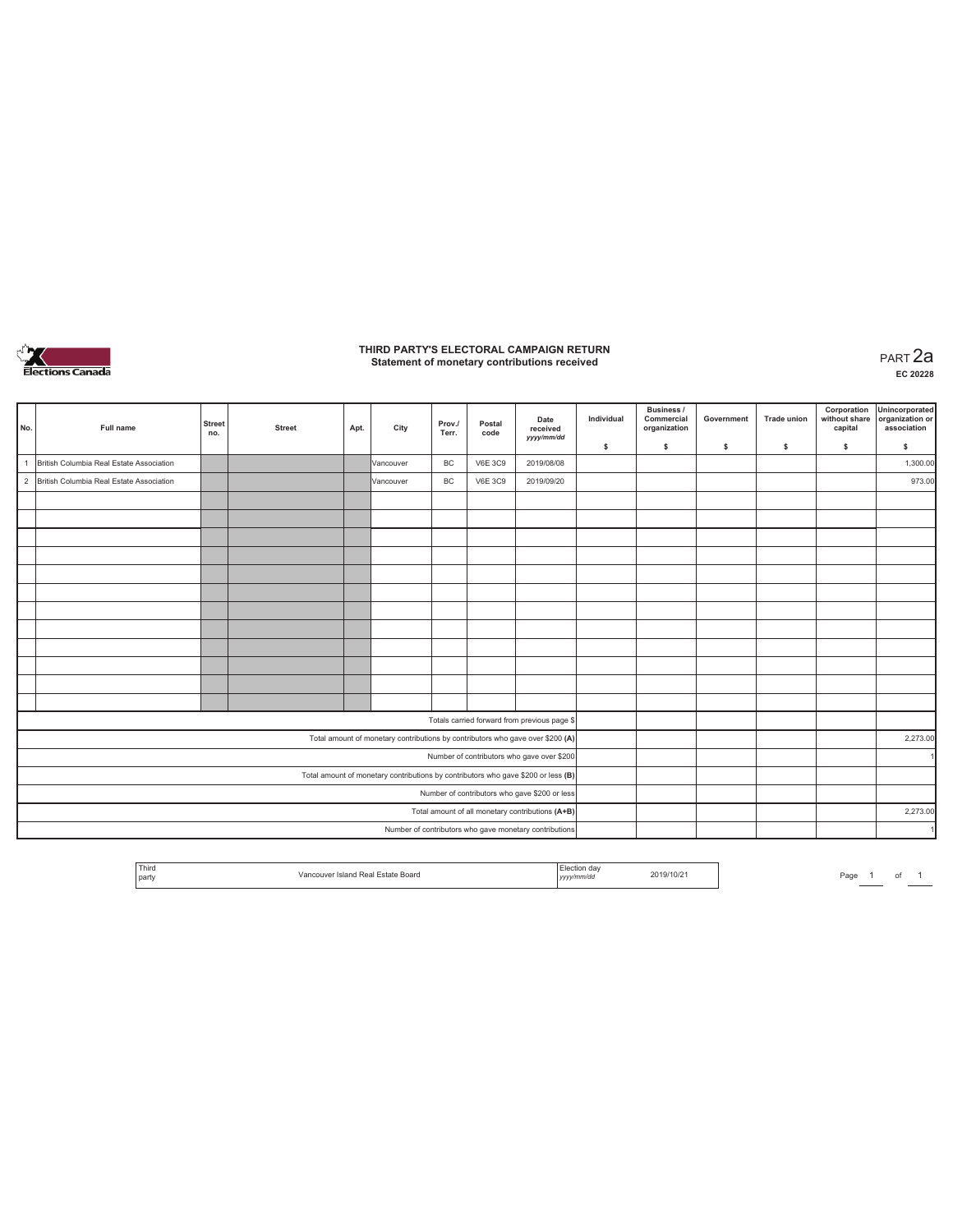# THIRD PARTY'S ELECTORAL CAMPAIGN RETURN
## Statement of monetary contributions received

PART 2a
EC 20228

| No. | Full name | Street no. | Street | Apt. | City | Prov./ Terr. | Postal code | Date received yyyy/mm/dd | Individual $ | Business / Commercial organization $ | Government $ | Trade union $ | Corporation without share capital $ | Unincorporated organization or association $ |
|---|---|---|---|---|---|---|---|---|---|---|---|---|---|---|
| 1 | British Columbia Real Estate Association | | | | Vancouver | BC | V6E 3C9 | 2019/08/08 | | | | | | 1,300.00 |
| 2 | British Columbia Real Estate Association | | | | Vancouver | BC | V6E 3C9 | 2019/09/20 | | | | | | 973.00 |
| | | | | | | | | | | | | | | |
| | | | | | | | | | | | | | | |
| | | | | | | | | | | | | | | |
| | | | | | | | | | | | | | | |
| | | | | | | | | | | | | | | |
| | | | | | | | | | | | | | | |
| | | | | | | | | | | | | | | |
| | | | | | | | | | | | | | | |
| | | | | | | | | | | | | | | |
| | | | | | | | | | | | | | | |
| | | | | | | | | | | | | | | |
| | | | | | | | | | | | | | | |
| Totals carried forward from previous page $ | | | | | | | | | | | | | | |
| Total amount of monetary contributions by contributors who gave over $200 (A) | | | | | | | | | | | | | | 2,273.00 |
| Number of contributors who gave over $200 | | | | | | | | | | | | | | 1 |
| Total amount of monetary contributions by contributors who gave $200 or less (B) | | | | | | | | | | | | | | |
| Number of contributors who gave $200 or less | | | | | | | | | | | | | | |
| Total amount of all monetary contributions (A+B) | | | | | | | | | | | | | | 2,273.00 |
| Number of contributors who gave monetary contributions | | | | | | | | | | | | | | 1 |

| Third party | Vancouver Island Real Estate Board | Election day yyyy/mm/dd | 2019/10/21 |
|---|---|---|---|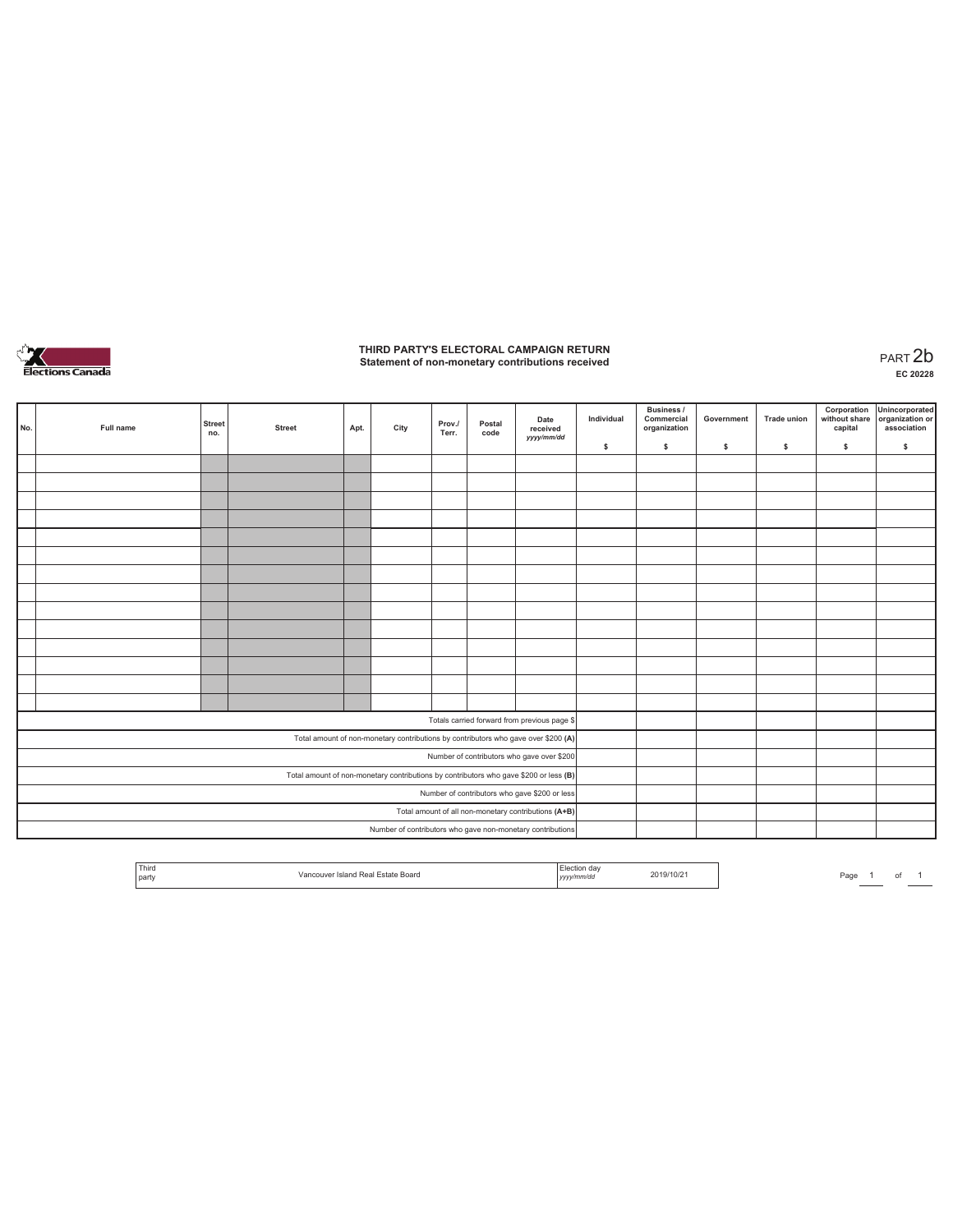# THIRD PARTY'S ELECTORAL CAMPAIGN RETURN
## Statement of non-monetary contributions received

PART 2b
EC 20228

| No. | Full name | Street no. | Street | Apt. | City | Prov./ Terr. | Postal code | Date received yyyy/mm/dd | Individual $ | Business / Commercial organization $ | Government $ | Trade union $ | Corporation without share capital $ | Unincorporated organization or association $ |
|---|---|---|---|---|---|---|---|---|---|---|---|---|---|---|
| | | | | | | | | | | | | | | |
| | | | | | | | | | | | | | | |
| | | | | | | | | | | | | | | |
| | | | | | | | | | | | | | | |
| | | | | | | | | | | | | | | |
| | | | | | | | | | | | | | | |
| | | | | | | | | | | | | | | |
| | | | | | | | | | | | | | | |
| | | | | | | | | | | | | | | |
| | | | | | | | | | | | | | | |
| | | | | | | | | | | | | | | |
| | | | | | | | | | | | | | | |
| | | | | | | | | | | | | | | |
| | | | | | | | | | | | | | | |
| Totals carried forward from previous page $ | | | | | | | | | | | | | | |
| Total amount of non-monetary contributions by contributors who gave over $200 (A) | | | | | | | | | | | | | | |
| Number of contributors who gave over $200 | | | | | | | | | | | | | | |
| Total amount of non-monetary contributions by contributors who gave $200 or less (B) | | | | | | | | | | | | | | |
| Number of contributors who gave $200 or less | | | | | | | | | | | | | | |
| Total amount of all non-monetary contributions (A+B) | | | | | | | | | | | | | | |
| Number of contributors who gave non-monetary contributions | | | | | | | | | | | | | | |

| Third party | Vancouver Island Real Estate Board | Election day yyyy/mm/dd | 2019/10/21 |
|---|---|---|---|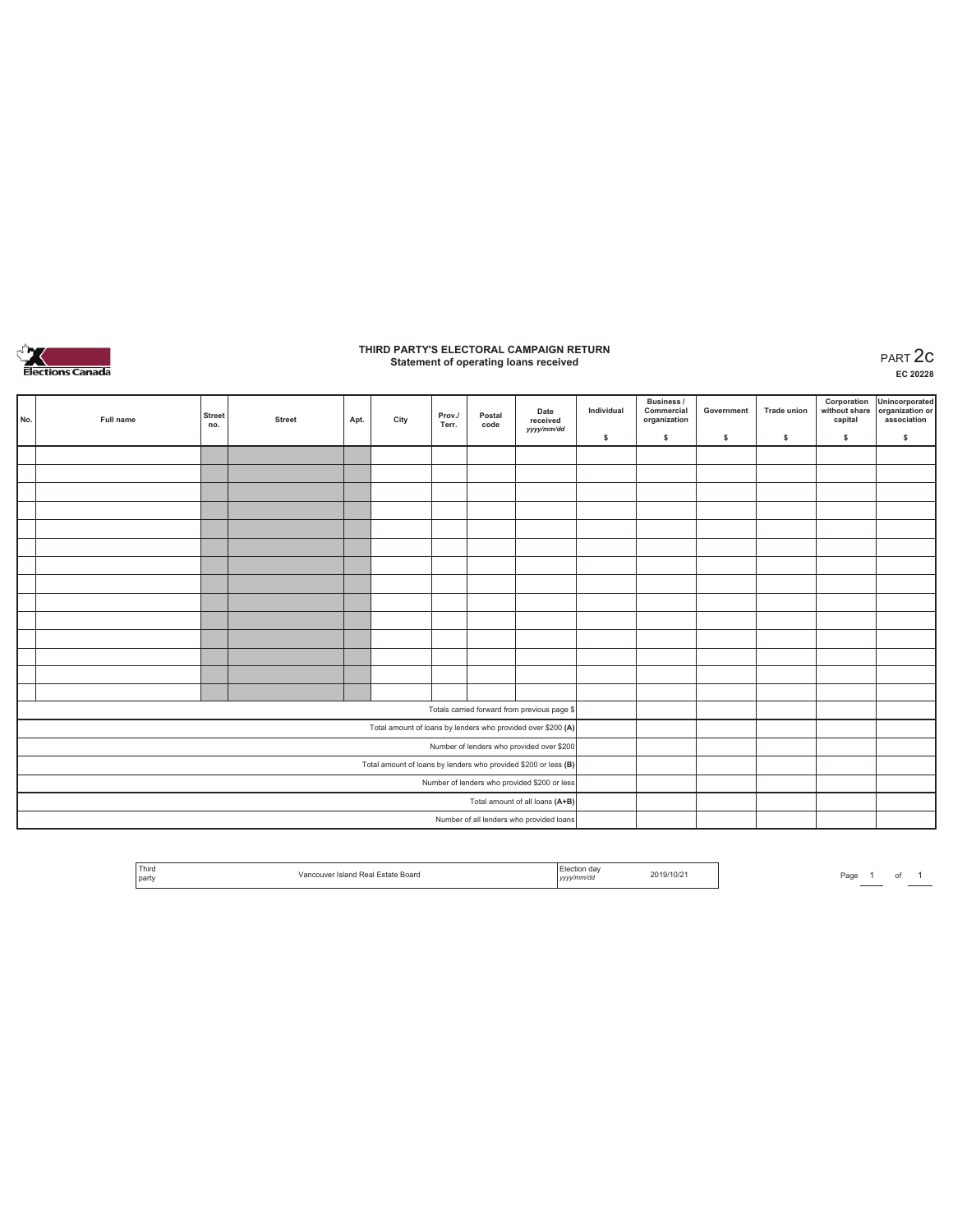# THIRD PARTY'S ELECTORAL CAMPAIGN RETURN

## Statement of operating loans received

PART 2c

EC 20228

| No. | Full name | Street no. | Street | Apt. | City | Prov./ Terr. | Postal code | Date received yyyy/mm/dd | Individual $ | Business / Commercial organization $ | Government $ | Trade union $ | Corporation without share capital $ | Unincorporated organization or association $ |
|---|---|---|---|---|---|---|---|---|---|---|---|---|---|---|
| | | | | | | | | | | | | | | |
| | | | | | | | | | | | | | | |
| | | | | | | | | | | | | | | |
| | | | | | | | | | | | | | | |
| | | | | | | | | | | | | | | |
| | | | | | | | | | | | | | | |
| | | | | | | | | | | | | | | |
| | | | | | | | | | | | | | | |
| | | | | | | | | | | | | | | |
| | | | | | | | | | | | | | | |
| | | | | | | | | | | | | | | |
| | | | | | | | | | | | | | | |
| | | | | | | | | | | | | | | |
| | | | | | | | | | | | | | | |
| Totals carried forward from previous page $ | | | | | | | | | | | | | | |
| Total amount of loans by lenders who provided over $200 **(A)** | | | | | | | | | | | | | | |
| Number of lenders who provided over $200 | | | | | | | | | | | | | | |
| Total amount of loans by lenders who provided $200 or less **(B)** | | | | | | | | | | | | | | |
| Number of lenders who provided $200 or less | | | | | | | | | | | | | | |
| Total amount of all loans **(A+B)** | | | | | | | | | | | | | | |
| Number of all lenders who provided loans | | | | | | | | | | | | | | |

| Third party | Vancouver Island Real Estate Board | Election day yyyy/mm/dd | 2019/10/21 |
|---|---|---|---|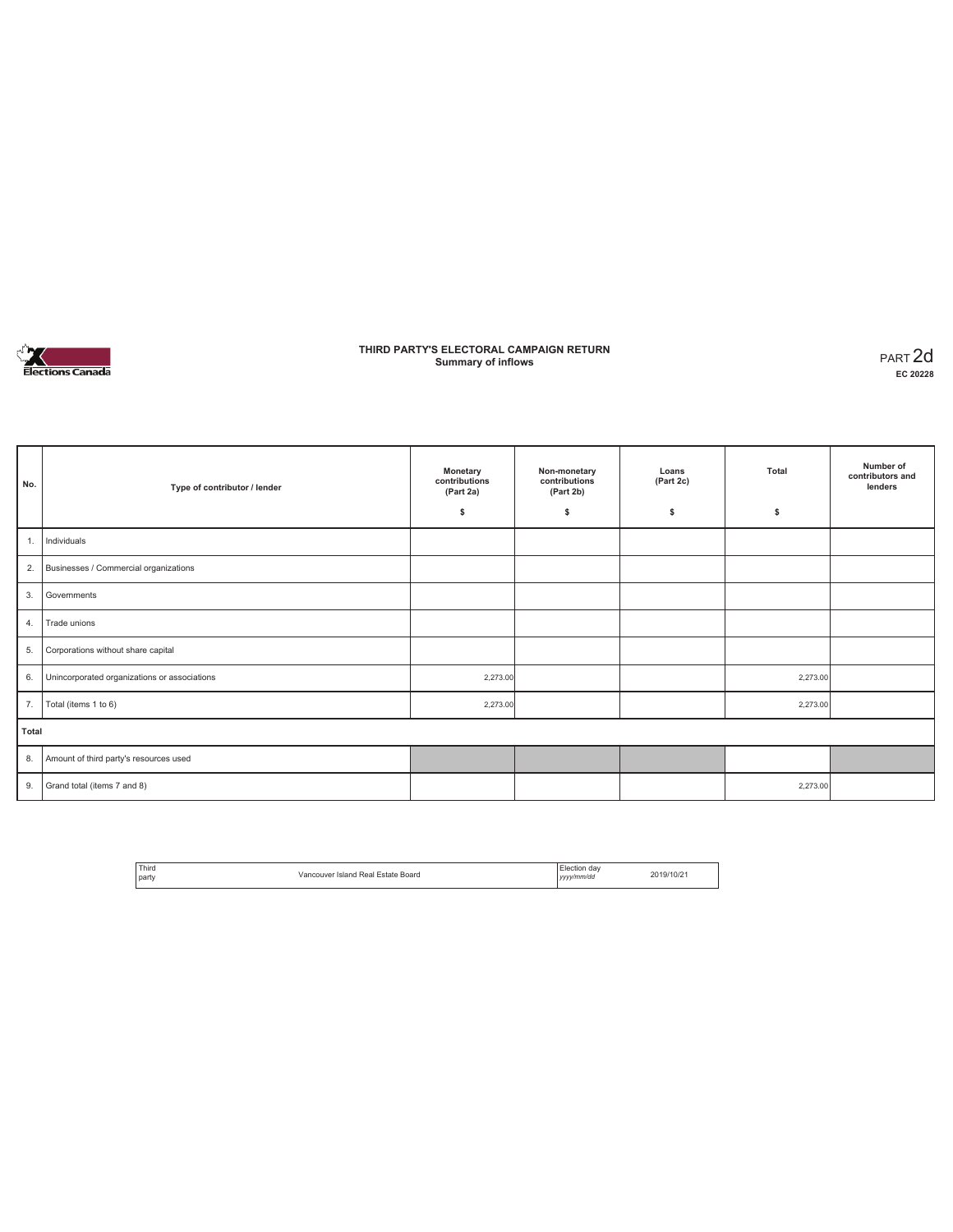# THIRD PARTY'S ELECTORAL CAMPAIGN RETURN
## Summary of inflows

PART 2d
EC 20228

| No. | Type of contributor / lender | Monetary contributions (Part 2a) $ | Non-monetary contributions (Part 2b) $ | Loans (Part 2c) $ | Total $ | Number of contributors and lenders |
|---|---|---|---|---|---|---|
| 1. | Individuals | | | | | |
| 2. | Businesses / Commercial organizations | | | | | |
| 3. | Governments | | | | | |
| 4. | Trade unions | | | | | |
| 5. | Corporations without share capital | | | | | |
| 6. | Unincorporated organizations or associations | 2,273.00 | | | 2,273.00 | |
| 7. | Total (items 1 to 6) | 2,273.00 | | | 2,273.00 | |
| **Total** | | | | | | |
| 8. | Amount of third party's resources used | | | | | |
| 9. | Grand total (items 7 and 8) | | | | 2,273.00 | |

| Third party | Vancouver Island Real Estate Board | Election day *yyyy/mm/dd* | 2019/10/21 |
|---|---|---|---|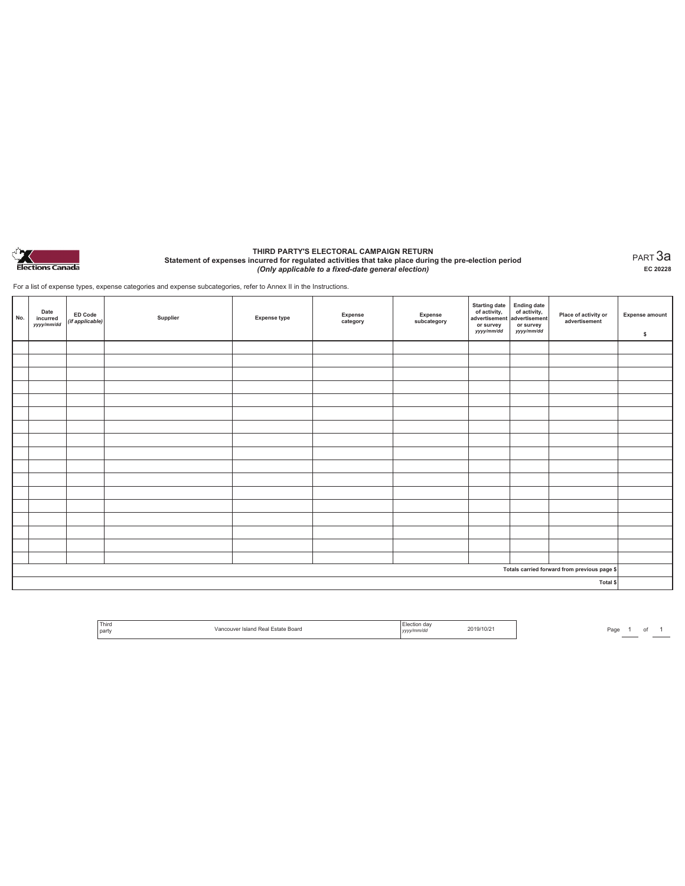Elections Canada

# THIRD PARTY'S ELECTORAL CAMPAIGN RETURN

**Statement of expenses incurred for regulated activities that take place during the pre-election period**

***(Only applicable to a fixed-date general election)***

PART 3a

**EC 20228**

For a list of expense types, expense categories and expense subcategories, refer to Annex II in the Instructions.

| No. | Date incurred *yyyy/mm/dd* | ED Code *(if applicable)* | Supplier | Expense type | Expense category | Expense subcategory | Starting date of activity, advertisement or survey *yyyy/mm/dd* | Ending date of activity, advertisement or survey *yyyy/mm/dd* | Place of activity or advertisement | Expense amount $ |
|---|---|---|---|---|---|---|---|---|---|---|
| | | | | | | | | | | |
| | | | | | | | | | | |
| | | | | | | | | | | |
| | | | | | | | | | | |
| | | | | | | | | | | |
| | | | | | | | | | | |
| | | | | | | | | | | |
| | | | | | | | | | | |
| | | | | | | | | | | |
| | | | | | | | | | | |
| | | | | | | | | | | |
| | | | | | | | | | | |
| | | | | | | | | | | |
| | | | | | | | | | | |
| | | | | | | | | | | |
| | | | | | | | | | | |
| | | | | | | | | | | |
| | | | | | | | | | Totals carried forward from previous page $ | |
| | | | | | | | | | Total $ | |

| Third party | Vancouver Island Real Estate Board | Election day *yyyy/mm/dd* | 2019/10/21 |
|---|---|---|---|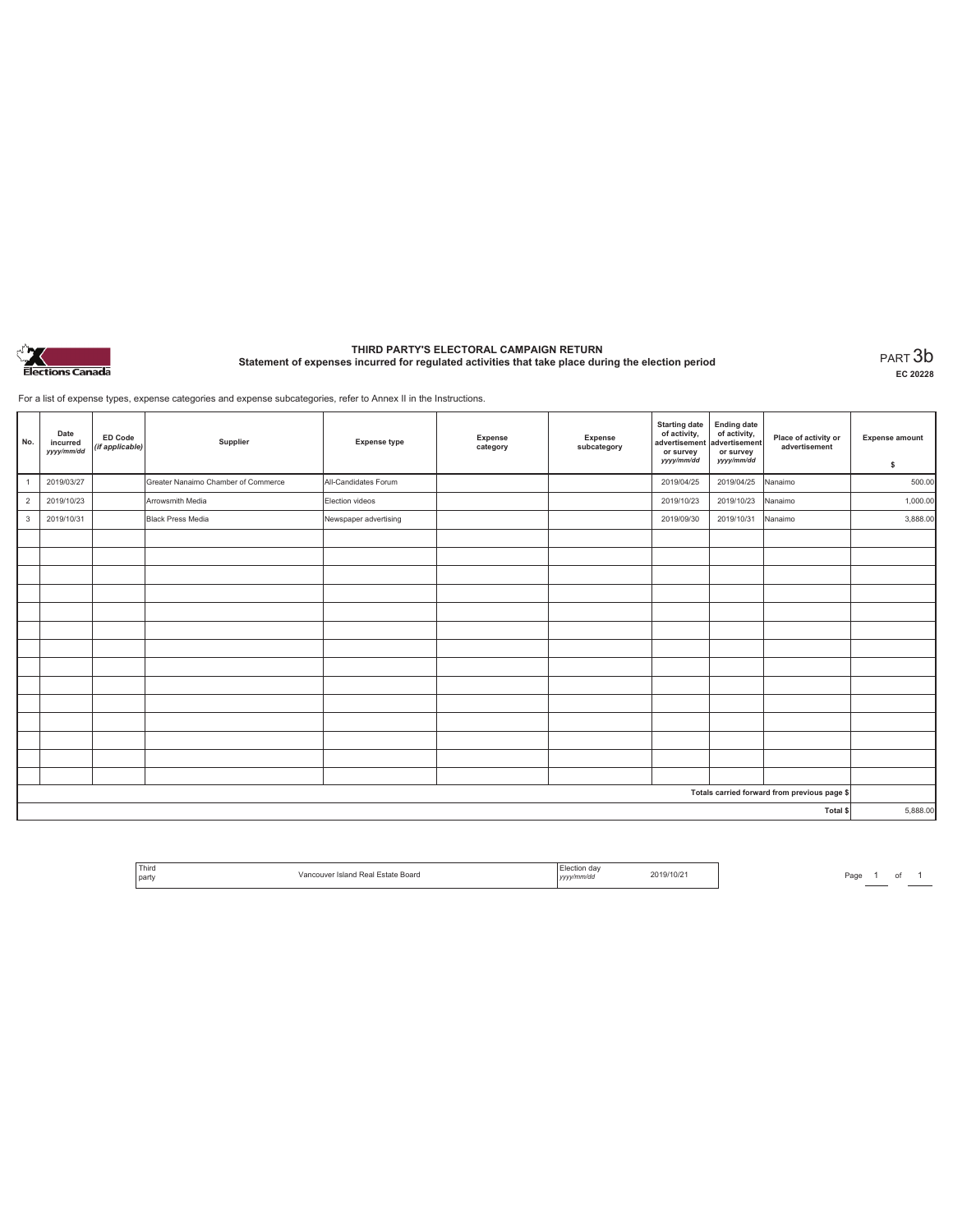# THIRD PARTY'S ELECTORAL CAMPAIGN RETURN

## Statement of expenses incurred for regulated activities that take place during the election period

PART 3b

EC 20228

For a list of expense types, expense categories and expense subcategories, refer to Annex II in the Instructions.

| No. | Date incurred *yyyy/mm/dd* | ED Code *(if applicable)* | Supplier | Expense type | Expense category | Expense subcategory | Starting date of activity, advertisement or survey *yyyy/mm/dd* | Ending date of activity, advertisement or survey *yyyy/mm/dd* | Place of activity or advertisement | Expense amount $ |
|---|---|---|---|---|---|---|---|---|---|---|
| 1 | 2019/03/27 | | Greater Nanaimo Chamber of Commerce | All-Candidates Forum | | | 2019/04/25 | 2019/04/25 | Nanaimo | 500.00 |
| 2 | 2019/10/23 | | Arrowsmith Media | Election videos | | | 2019/10/23 | 2019/10/23 | Nanaimo | 1,000.00 |
| 3 | 2019/10/31 | | Black Press Media | Newspaper advertising | | | 2019/09/30 | 2019/10/31 | Nanaimo | 3,888.00 |
| | | | | | | | | | | |
| | | | | | | | | | | |
| | | | | | | | | | | |
| | | | | | | | | | | |
| | | | | | | | | | | |
| | | | | | | | | | | |
| | | | | | | | | | | |
| | | | | | | | | | | |
| | | | | | | | | | | |
| | | | | | | | | | | |
| | | | | | | | | | | |
| | | | | | | | | | | |
| | | | | | | | | | | |
| | | | | | | | | | | |
| Totals carried forward from previous page $ | | | | | | | | | | |
| Total $ | | | | | | | | | | 5,888.00 |

| Third party | Vancouver Island Real Estate Board | Election day *yyyy/mm/dd* | 2019/10/21 |
|---|---|---|---|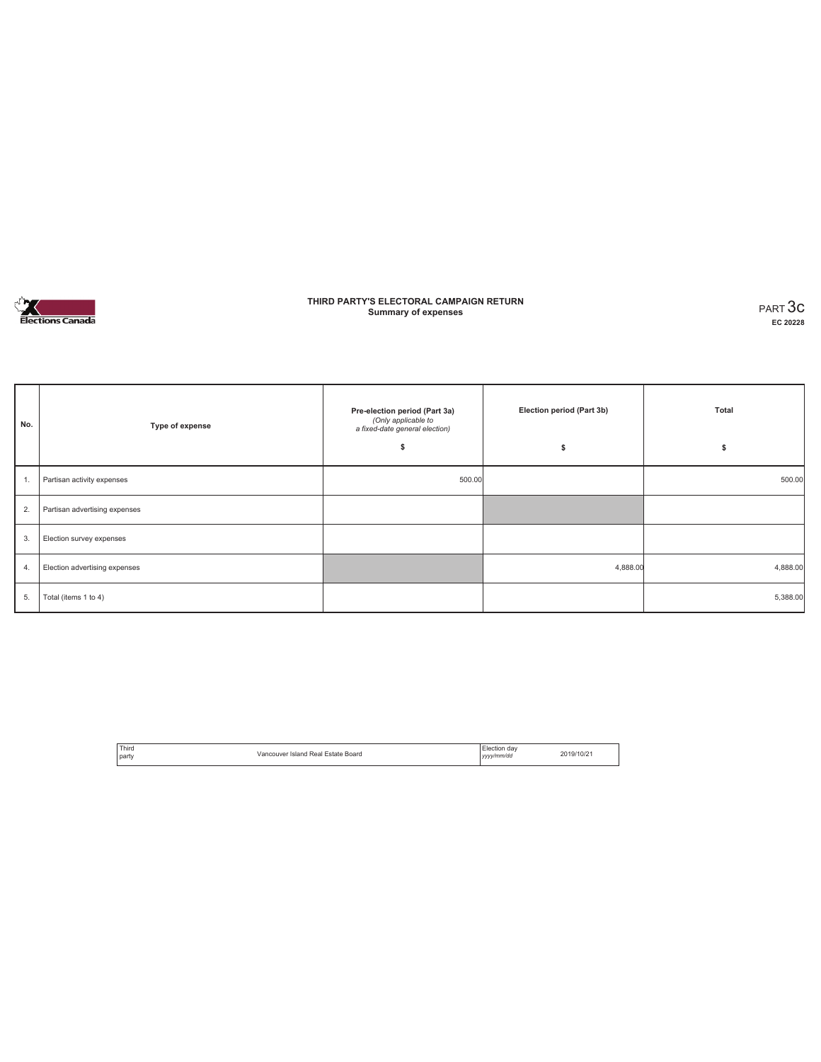# THIRD PARTY'S ELECTORAL CAMPAIGN RETURN
## Summary of expenses

PART 3c
**EC 20228**

| No. | Type of expense | Pre-election period (Part 3a) *(Only applicable to a fixed-date general election)* $ | Election period (Part 3b) $ | Total $ |
|---|---|---|---|---|
| 1. | Partisan activity expenses | 500.00 | | 500.00 |
| 2. | Partisan advertising expenses | | | |
| 3. | Election survey expenses | | | |
| 4. | Election advertising expenses | | 4,888.00 | 4,888.00 |
| 5. | Total (items 1 to 4) | | | 5,388.00 |

| Third party | Vancouver Island Real Estate Board | Election day *yyyy/mm/dd* | 2019/10/21 |
|---|---|---|---|